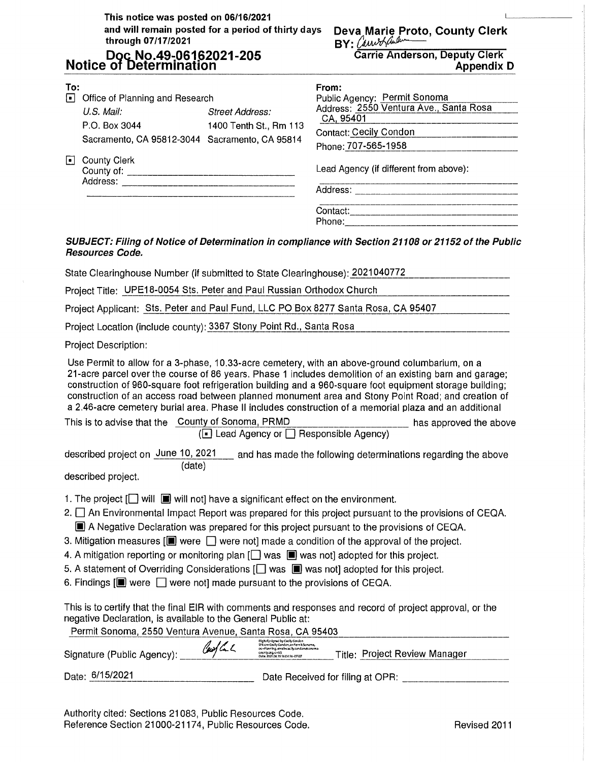This notice was posted on 06/16/2021
and will remain posted for a period of thirty days through 07/17/2021

**Deva Marie Proto, County Clerk**
**BY:** *(signature)*
**Carrie Anderson, Deputy Clerk**

Doc No.49-06162021-205

# Notice of Determination

**Appendix D**

**To:**

[■] Office of Planning and Research

| U.S. Mail: | Street Address: |
|---|---|
| P.O. Box 3044 | 1400 Tenth St., Rm 113 |
| Sacramento, CA 95812-3044 | Sacramento, CA 95814 |

[■] County Clerk
County of: ______________
Address: ______________

**From:**
Public Agency: Permit Sonoma
Address: 2550 Ventura Ave., Santa Rosa CA, 95401
Contact: Cecily Condon
Phone: 707-565-1958

Lead Agency (if different from above):
______________
Address: ______________
Contact: ______________
Phone: ______________

***SUBJECT: Filing of Notice of Determination in compliance with Section 21108 or 21152 of the Public Resources Code.***

State Clearinghouse Number (if submitted to State Clearinghouse): 2021040772

Project Title: UPE18-0054 Sts. Peter and Paul Russian Orthodox Church

Project Applicant: Sts. Peter and Paul Fund, LLC PO Box 8277 Santa Rosa, CA 95407

Project Location (include county): 3367 Stony Point Rd., Santa Rosa

Project Description:

Use Permit to allow for a 3-phase, 10.33-acre cemetery, with an above-ground columbarium, on a 21-acre parcel over the course of 86 years. Phase 1 includes demolition of an existing barn and garage; construction of 960-square foot refrigeration building and a 960-square foot equipment storage building; construction of an access road between planned monument area and Stony Point Road; and creation of a 2.46-acre cemetery burial area. Phase II includes construction of a memorial plaza and an additional

This is to advise that the County of Sonoma, PRMD has approved the above
([■] Lead Agency or [ ] Responsible Agency)

described project on June 10, 2021 (date) and has made the following determinations regarding the above described project.

1. The project [ ] will [■] will not] have a significant effect on the environment.
2. [ ] An Environmental Impact Report was prepared for this project pursuant to the provisions of CEQA.
   [■] A Negative Declaration was prepared for this project pursuant to the provisions of CEQA.
3. Mitigation measures [■] were [ ] were not] made a condition of the approval of the project.
4. A mitigation reporting or monitoring plan [ ] was [■] was not] adopted for this project.
5. A statement of Overriding Considerations [ ] was [■] was not] adopted for this project.
6. Findings [■] were [ ] were not] made pursuant to the provisions of CEQA.

This is to certify that the final EIR with comments and responses and record of project approval, or the negative Declaration, is available to the General Public at:

Permit Sonoma, 2550 Ventura Avenue, Santa Rosa, CA 95403

Signature (Public Agency): *(signature)* Title: Project Review Manager

Date: 6/15/2021 Date Received for filing at OPR: ______________

Authority cited: Sections 21083, Public Resources Code.
Reference Section 21000-21174, Public Resources Code.

Revised 2011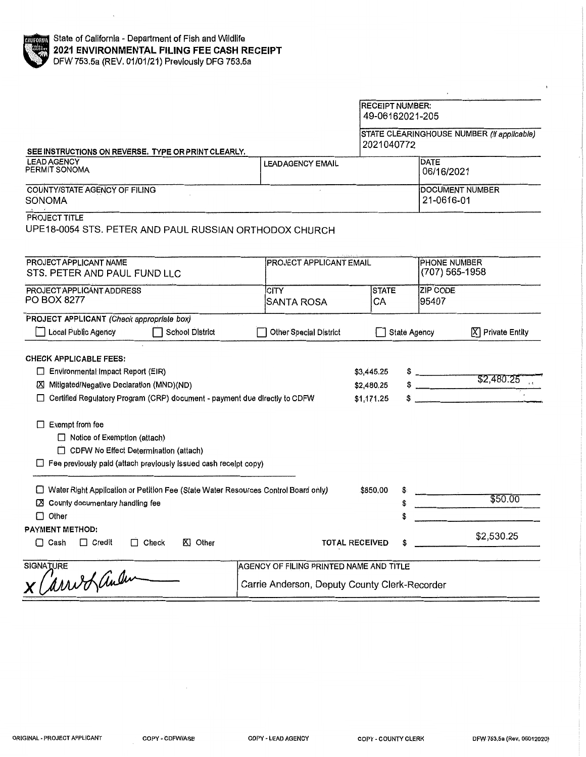State of California - Department of Fish and Wildlife
**2021 ENVIRONMENTAL FILING FEE CASH RECEIPT**
DFW 753.5a (REV. 01/01/21) Previously DFG 753.5a

RECEIPT NUMBER:
49-06162021-205

STATE CLEARINGHOUSE NUMBER *(If applicable)*
2021040772

SEE INSTRUCTIONS ON REVERSE. TYPE OR PRINT CLEARLY.

| LEAD AGENCY | LEAD AGENCY EMAIL | DATE |
|---|---|---|
| PERMIT SONOMA | | 06/16/2021 |

| COUNTY/STATE AGENCY OF FILING | DOCUMENT NUMBER |
|---|---|
| SONOMA | 21-0616-01 |

PROJECT TITLE
UPE18-0054 STS. PETER AND PAUL RUSSIAN ORTHODOX CHURCH

| PROJECT APPLICANT NAME | PROJECT APPLICANT EMAIL | | PHONE NUMBER |
|---|---|---|---|
| STS. PETER AND PAUL FUND LLC | | | (707) 565-1958 |
| **PROJECT APPLICANT ADDRESS** | **CITY** | **STATE** | **ZIP CODE** |
| PO BOX 8277 | SANTA ROSA | CA | 95407 |

**PROJECT APPLICANT** *(Check appropriate box)*
☐ Local Public Agency ☐ School District ☐ Other Special District ☐ State Agency ☒ Private Entity

**CHECK APPLICABLE FEES:**

| | | |
|---|---|---|
| ☐ Environmental Impact Report (EIR) | $3,445.25 | $ |
| ☒ Mitigated/Negative Declaration (MND)(ND) | $2,480.25 | $ $2,480.25 |
| ☐ Certified Regulatory Program (CRP) document - payment due directly to CDFW | $1,171.25 | $ |

☐ Exempt from fee
- ☐ Notice of Exemption (attach)
- ☐ CDFW No Effect Determination (attach)

☐ Fee previously paid (attach previously issued cash receipt copy)

| | | |
|---|---|---|
| ☐ Water Right Application or Petition Fee (State Water Resources Control Board only) | $850.00 | $ |
| ☒ County documentary handling fee | | $ $50.00 |
| ☐ Other | | $ |

**PAYMENT METHOD:**
☐ Cash ☐ Credit ☐ Check ☒ Other

TOTAL RECEIVED $ $2,530.25

| SIGNATURE | AGENCY OF FILING PRINTED NAME AND TITLE |
|---|---|
| X Carrie Anderson | Carrie Anderson, Deputy County Clerk-Recorder |

ORIGINAL - PROJECT APPLICANT COPY - CDFW/ASB COPY - LEAD AGENCY COPY - COUNTY CLERK DFW 753.5a (Rev. 06012020)